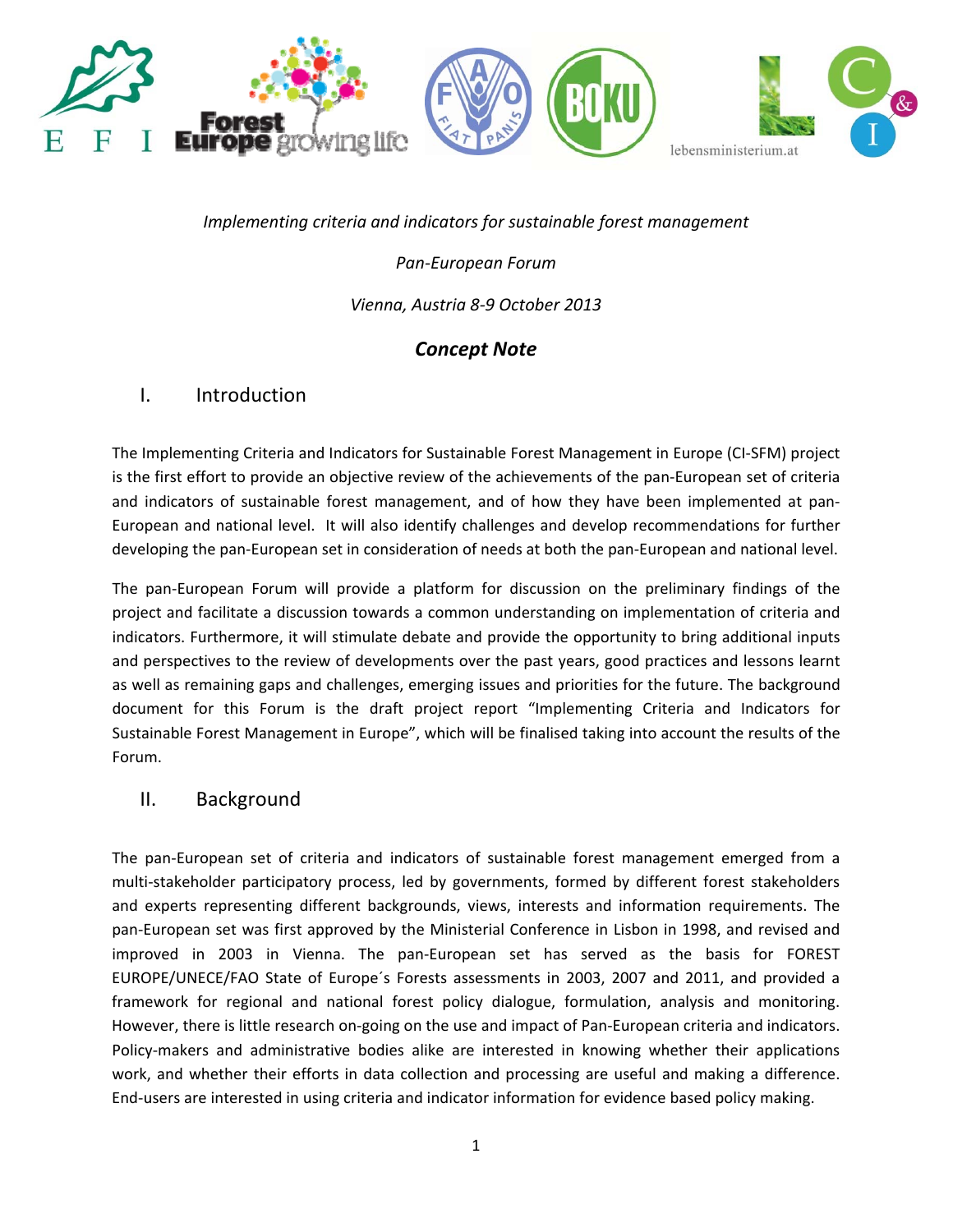*Implementing criteria and indicators for sustainable forest management*

*Pan-European Forum*

*Vienna, Austria 8-9 October 2013*

## *Concept Note*

## I. Introduction

The Implementing Criteria and Indicators for Sustainable Forest Management in Europe (CI-SFM) project is the first effort to provide an objective review of the achievements of the pan-European set of criteria and indicators of sustainable forest management, and of how they have been implemented at pan-European and national level. It will also identify challenges and develop recommendations for further developing the pan-European set in consideration of needs at both the pan-European and national level.

The pan-European Forum will provide a platform for discussion on the preliminary findings of the project and facilitate a discussion towards a common understanding on implementation of criteria and indicators. Furthermore, it will stimulate debate and provide the opportunity to bring additional inputs and perspectives to the review of developments over the past years, good practices and lessons learnt as well as remaining gaps and challenges, emerging issues and priorities for the future. The background document for this Forum is the draft project report "Implementing Criteria and Indicators for Sustainable Forest Management in Europe", which will be finalised taking into account the results of the Forum.

## II. Background

The pan-European set of criteria and indicators of sustainable forest management emerged from a multi-stakeholder participatory process, led by governments, formed by different forest stakeholders and experts representing different backgrounds, views, interests and information requirements. The pan-European set was first approved by the Ministerial Conference in Lisbon in 1998, and revised and improved in 2003 in Vienna. The pan-European set has served as the basis for FOREST EUROPE/UNECE/FAO State of Europe´s Forests assessments in 2003, 2007 and 2011, and provided a framework for regional and national forest policy dialogue, formulation, analysis and monitoring. However, there is little research on-going on the use and impact of Pan-European criteria and indicators. Policy-makers and administrative bodies alike are interested in knowing whether their applications work, and whether their efforts in data collection and processing are useful and making a difference. End-users are interested in using criteria and indicator information for evidence based policy making.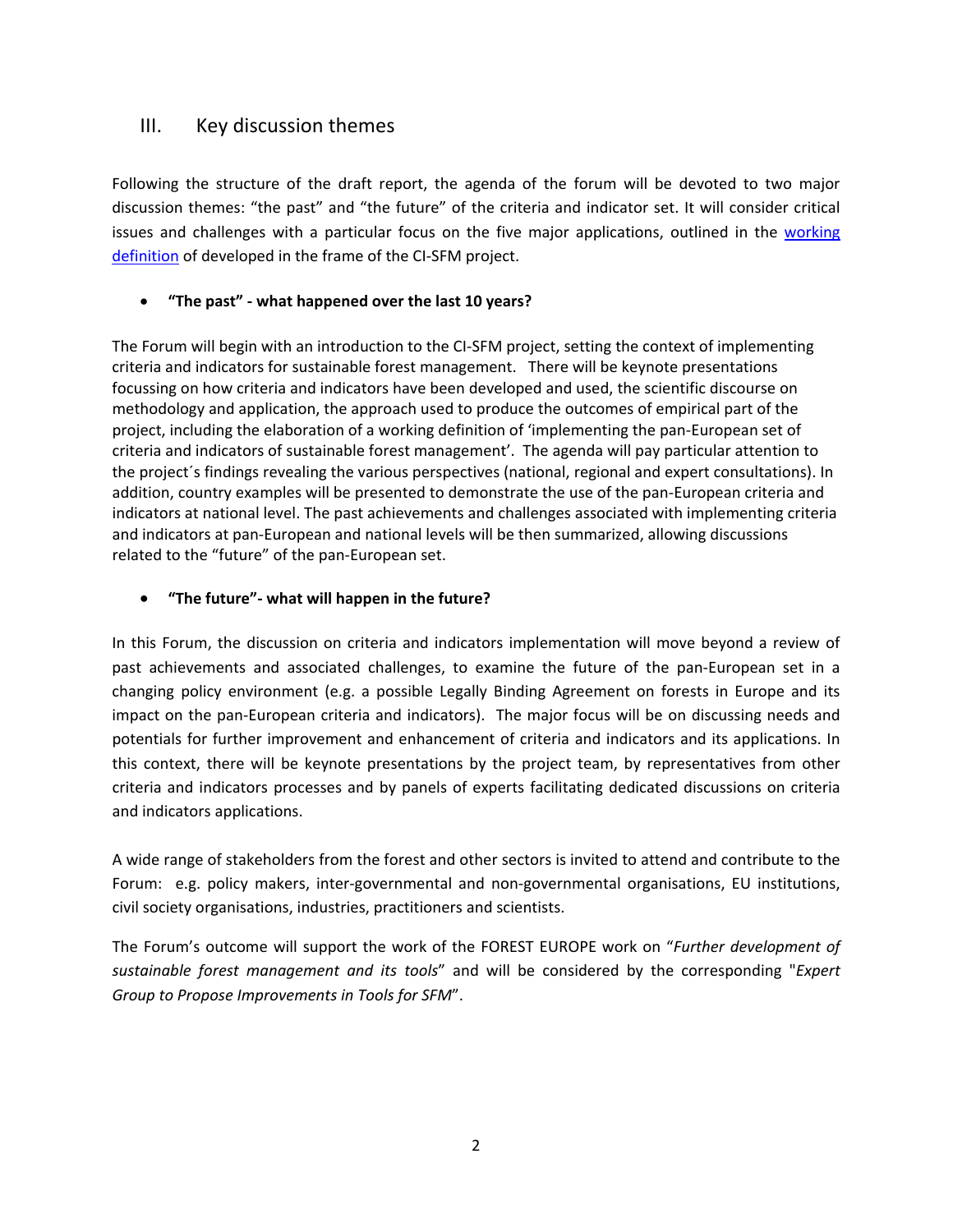## III. Key discussion themes

Following the structure of the draft report, the agenda of the forum will be devoted to two major discussion themes: "the past" and "the future" of the criteria and indicator set. It will consider critical issues and challenges with a particular focus on the five major applications, outlined in the working definition of developed in the frame of the CI-SFM project.

- **"The past" - what happened over the last 10 years?**

The Forum will begin with an introduction to the CI-SFM project, setting the context of implementing criteria and indicators for sustainable forest management. There will be keynote presentations focussing on how criteria and indicators have been developed and used, the scientific discourse on methodology and application, the approach used to produce the outcomes of empirical part of the project, including the elaboration of a working definition of 'implementing the pan-European set of criteria and indicators of sustainable forest management'. The agenda will pay particular attention to the project´s findings revealing the various perspectives (national, regional and expert consultations). In addition, country examples will be presented to demonstrate the use of the pan-European criteria and indicators at national level. The past achievements and challenges associated with implementing criteria and indicators at pan-European and national levels will be then summarized, allowing discussions related to the "future" of the pan-European set.

- **"The future"- what will happen in the future?**

In this Forum, the discussion on criteria and indicators implementation will move beyond a review of past achievements and associated challenges, to examine the future of the pan-European set in a changing policy environment (e.g. a possible Legally Binding Agreement on forests in Europe and its impact on the pan-European criteria and indicators). The major focus will be on discussing needs and potentials for further improvement and enhancement of criteria and indicators and its applications. In this context, there will be keynote presentations by the project team, by representatives from other criteria and indicators processes and by panels of experts facilitating dedicated discussions on criteria and indicators applications.

A wide range of stakeholders from the forest and other sectors is invited to attend and contribute to the Forum: e.g. policy makers, inter-governmental and non-governmental organisations, EU institutions, civil society organisations, industries, practitioners and scientists.

The Forum's outcome will support the work of the FOREST EUROPE work on "*Further development of sustainable forest management and its tools*" and will be considered by the corresponding "*Expert Group to Propose Improvements in Tools for SFM*".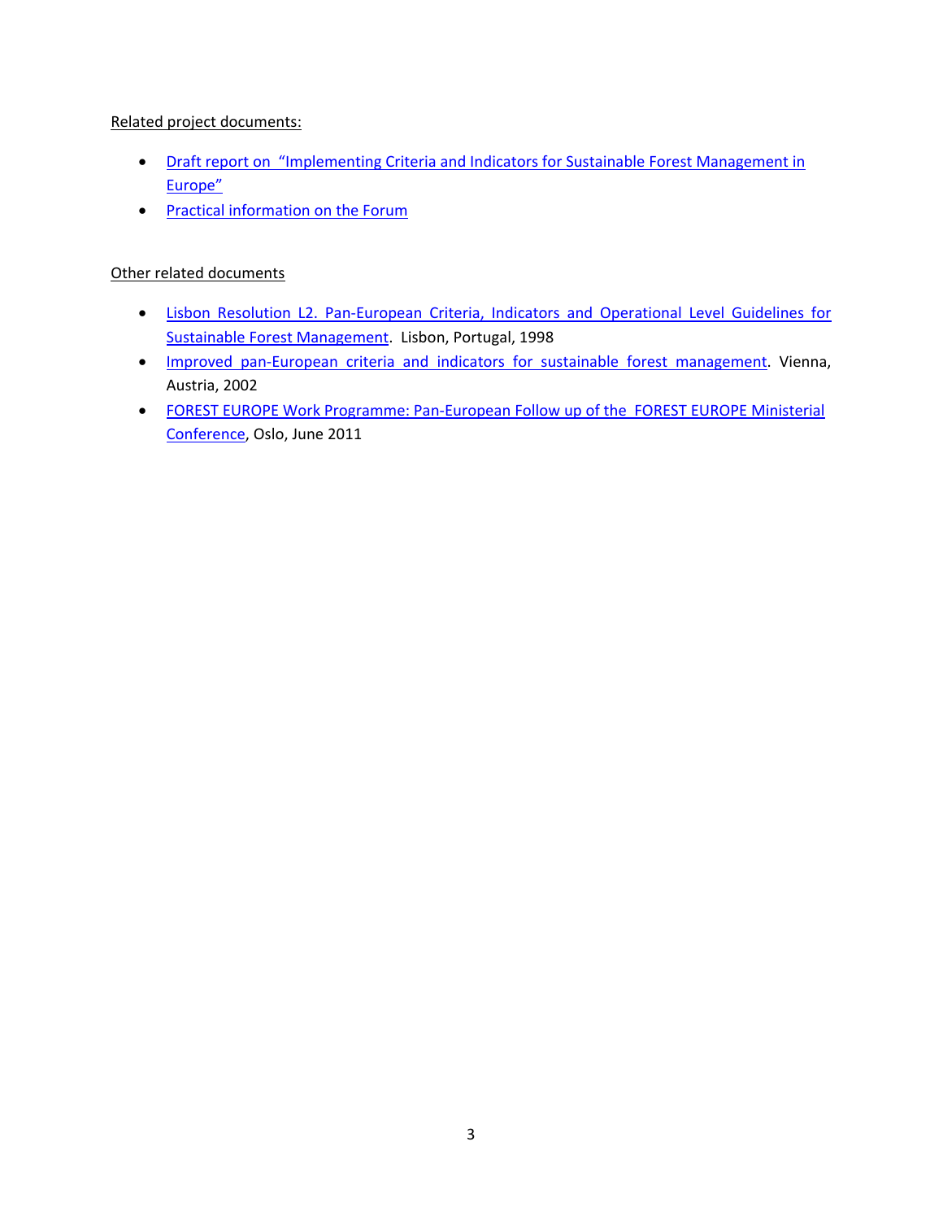Related project documents:

- Draft report on "Implementing Criteria and Indicators for Sustainable Forest Management in Europe"
- Practical information on the Forum

Other related documents

- Lisbon Resolution L2. Pan-European Criteria, Indicators and Operational Level Guidelines for Sustainable Forest Management. Lisbon, Portugal, 1998
- Improved pan-European criteria and indicators for sustainable forest management. Vienna, Austria, 2002
- FOREST EUROPE Work Programme: Pan-European Follow up of the FOREST EUROPE Ministerial Conference, Oslo, June 2011